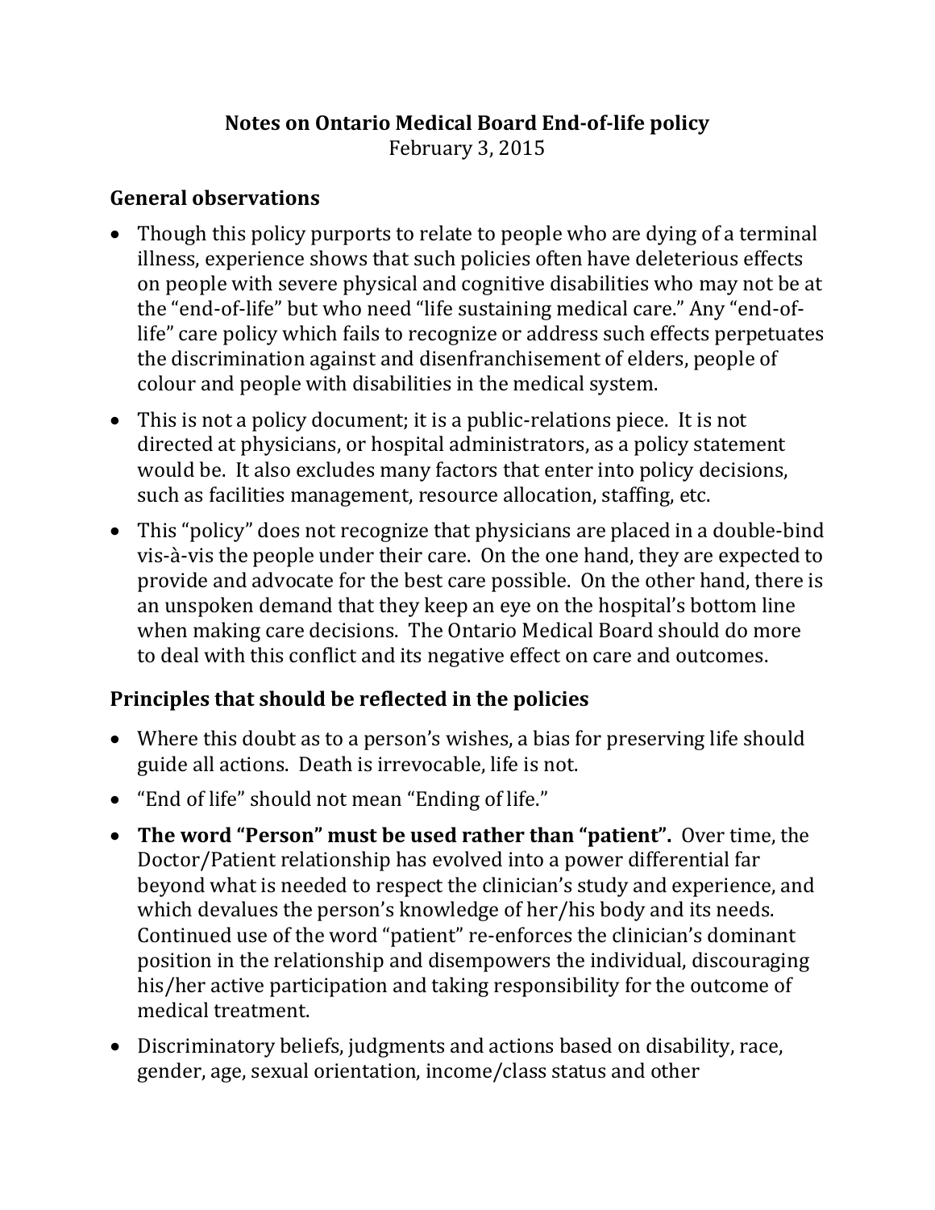**Notes on Ontario Medical Board End-of-life policy**
February 3, 2015

## General observations

- Though this policy purports to relate to people who are dying of a terminal illness, experience shows that such policies often have deleterious effects on people with severe physical and cognitive disabilities who may not be at the "end-of-life" but who need "life sustaining medical care." Any "end-of-life" care policy which fails to recognize or address such effects perpetuates the discrimination against and disenfranchisement of elders, people of colour and people with disabilities in the medical system.
- This is not a policy document; it is a public-relations piece. It is not directed at physicians, or hospital administrators, as a policy statement would be. It also excludes many factors that enter into policy decisions, such as facilities management, resource allocation, staffing, etc.
- This "policy" does not recognize that physicians are placed in a double-bind vis-à-vis the people under their care. On the one hand, they are expected to provide and advocate for the best care possible. On the other hand, there is an unspoken demand that they keep an eye on the hospital's bottom line when making care decisions. The Ontario Medical Board should do more to deal with this conflict and its negative effect on care and outcomes.

## Principles that should be reflected in the policies

- Where this doubt as to a person's wishes, a bias for preserving life should guide all actions. Death is irrevocable, life is not.
- "End of life" should not mean "Ending of life."
- **The word "Person" must be used rather than "patient".** Over time, the Doctor/Patient relationship has evolved into a power differential far beyond what is needed to respect the clinician's study and experience, and which devalues the person's knowledge of her/his body and its needs. Continued use of the word "patient" re-enforces the clinician's dominant position in the relationship and disempowers the individual, discouraging his/her active participation and taking responsibility for the outcome of medical treatment.
- Discriminatory beliefs, judgments and actions based on disability, race, gender, age, sexual orientation, income/class status and other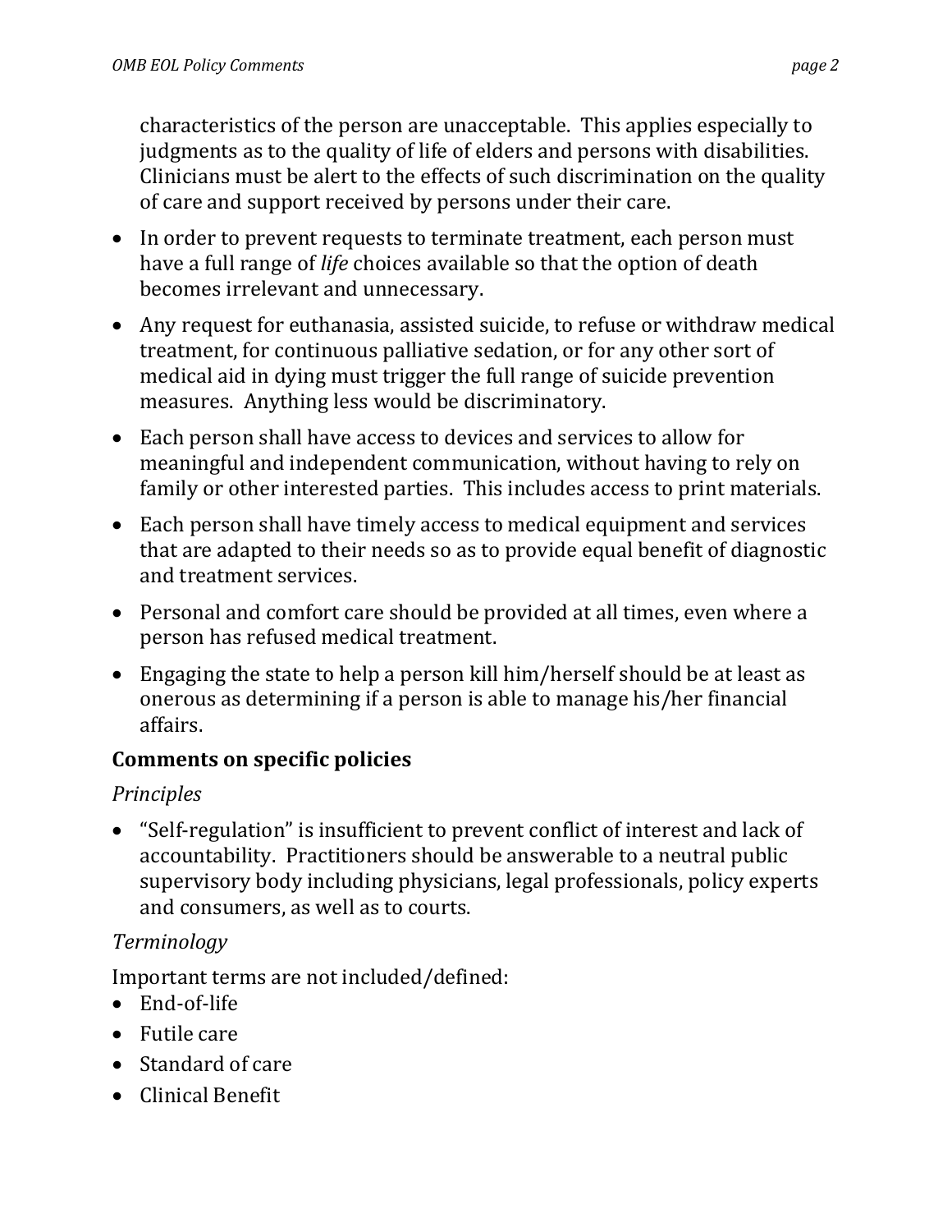characteristics of the person are unacceptable. This applies especially to judgments as to the quality of life of elders and persons with disabilities. Clinicians must be alert to the effects of such discrimination on the quality of care and support received by persons under their care.

- In order to prevent requests to terminate treatment, each person must have a full range of *life* choices available so that the option of death becomes irrelevant and unnecessary.
- Any request for euthanasia, assisted suicide, to refuse or withdraw medical treatment, for continuous palliative sedation, or for any other sort of medical aid in dying must trigger the full range of suicide prevention measures. Anything less would be discriminatory.
- Each person shall have access to devices and services to allow for meaningful and independent communication, without having to rely on family or other interested parties. This includes access to print materials.
- Each person shall have timely access to medical equipment and services that are adapted to their needs so as to provide equal benefit of diagnostic and treatment services.
- Personal and comfort care should be provided at all times, even where a person has refused medical treatment.
- Engaging the state to help a person kill him/herself should be at least as onerous as determining if a person is able to manage his/her financial affairs.

## Comments on specific policies

*Principles*

- "Self-regulation" is insufficient to prevent conflict of interest and lack of accountability. Practitioners should be answerable to a neutral public supervisory body including physicians, legal professionals, policy experts and consumers, as well as to courts.

*Terminology*

Important terms are not included/defined:

- End-of-life
- Futile care
- Standard of care
- Clinical Benefit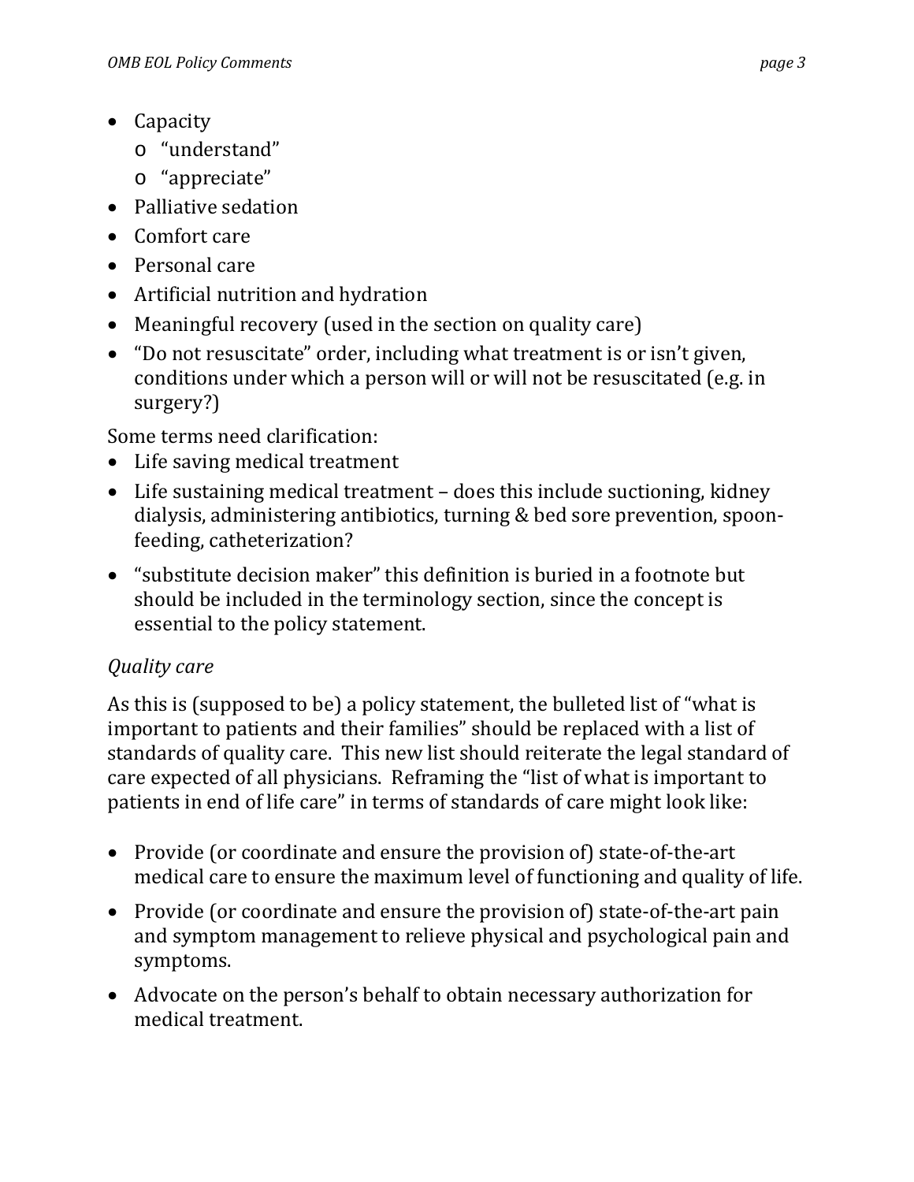- Capacity
    - "understand"
    - "appreciate"
- Palliative sedation
- Comfort care
- Personal care
- Artificial nutrition and hydration
- Meaningful recovery (used in the section on quality care)
- "Do not resuscitate" order, including what treatment is or isn't given, conditions under which a person will or will not be resuscitated (e.g. in surgery?)

Some terms need clarification:

- Life saving medical treatment
- Life sustaining medical treatment – does this include suctioning, kidney dialysis, administering antibiotics, turning & bed sore prevention, spoon-feeding, catheterization?
- "substitute decision maker" this definition is buried in a footnote but should be included in the terminology section, since the concept is essential to the policy statement.

*Quality care*

As this is (supposed to be) a policy statement, the bulleted list of "what is important to patients and their families" should be replaced with a list of standards of quality care. This new list should reiterate the legal standard of care expected of all physicians. Reframing the "list of what is important to patients in end of life care" in terms of standards of care might look like:

- Provide (or coordinate and ensure the provision of) state-of-the-art medical care to ensure the maximum level of functioning and quality of life.
- Provide (or coordinate and ensure the provision of) state-of-the-art pain and symptom management to relieve physical and psychological pain and symptoms.
- Advocate on the person's behalf to obtain necessary authorization for medical treatment.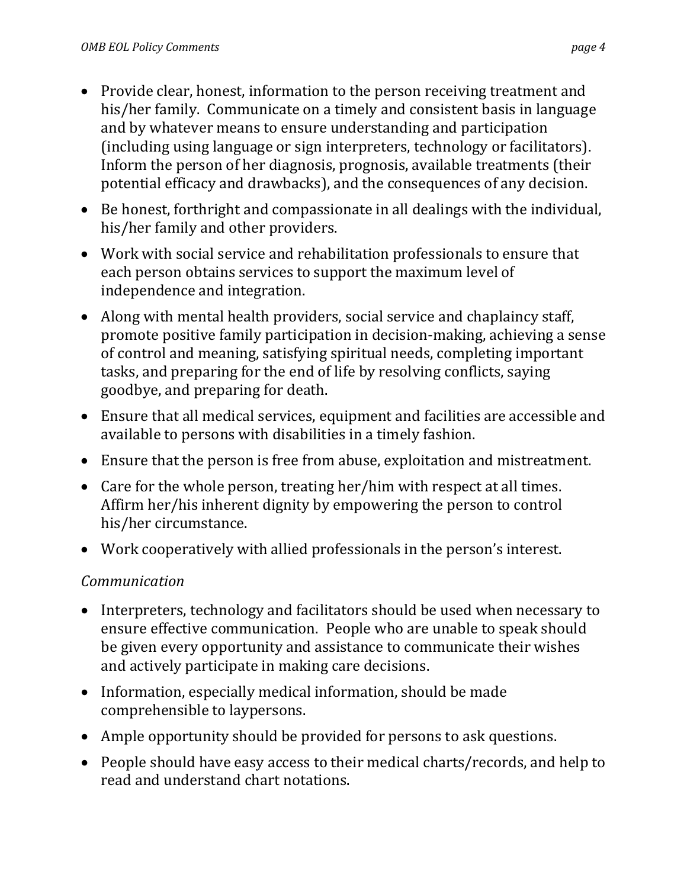- Provide clear, honest, information to the person receiving treatment and his/her family. Communicate on a timely and consistent basis in language and by whatever means to ensure understanding and participation (including using language or sign interpreters, technology or facilitators). Inform the person of her diagnosis, prognosis, available treatments (their potential efficacy and drawbacks), and the consequences of any decision.
- Be honest, forthright and compassionate in all dealings with the individual, his/her family and other providers.
- Work with social service and rehabilitation professionals to ensure that each person obtains services to support the maximum level of independence and integration.
- Along with mental health providers, social service and chaplaincy staff, promote positive family participation in decision-making, achieving a sense of control and meaning, satisfying spiritual needs, completing important tasks, and preparing for the end of life by resolving conflicts, saying goodbye, and preparing for death.
- Ensure that all medical services, equipment and facilities are accessible and available to persons with disabilities in a timely fashion.
- Ensure that the person is free from abuse, exploitation and mistreatment.
- Care for the whole person, treating her/him with respect at all times. Affirm her/his inherent dignity by empowering the person to control his/her circumstance.
- Work cooperatively with allied professionals in the person's interest.

*Communication*

- Interpreters, technology and facilitators should be used when necessary to ensure effective communication. People who are unable to speak should be given every opportunity and assistance to communicate their wishes and actively participate in making care decisions.
- Information, especially medical information, should be made comprehensible to laypersons.
- Ample opportunity should be provided for persons to ask questions.
- People should have easy access to their medical charts/records, and help to read and understand chart notations.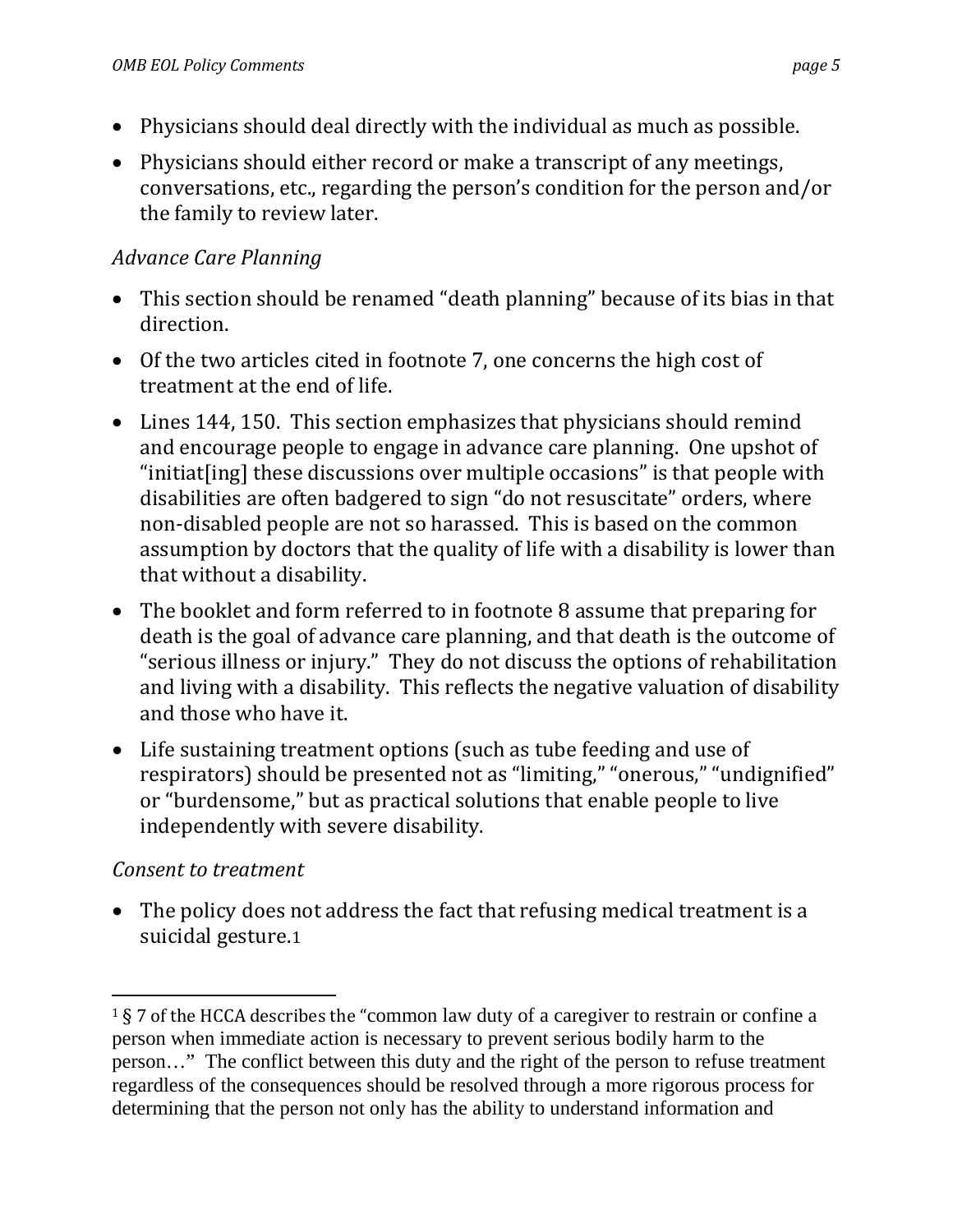- Physicians should deal directly with the individual as much as possible.
- Physicians should either record or make a transcript of any meetings, conversations, etc., regarding the person's condition for the person and/or the family to review later.

*Advance Care Planning*

- This section should be renamed "death planning" because of its bias in that direction.
- Of the two articles cited in footnote 7, one concerns the high cost of treatment at the end of life.
- Lines 144, 150. This section emphasizes that physicians should remind and encourage people to engage in advance care planning. One upshot of "initiat[ing] these discussions over multiple occasions" is that people with disabilities are often badgered to sign "do not resuscitate" orders, where non-disabled people are not so harassed. This is based on the common assumption by doctors that the quality of life with a disability is lower than that without a disability.
- The booklet and form referred to in footnote 8 assume that preparing for death is the goal of advance care planning, and that death is the outcome of "serious illness or injury." They do not discuss the options of rehabilitation and living with a disability. This reflects the negative valuation of disability and those who have it.
- Life sustaining treatment options (such as tube feeding and use of respirators) should be presented not as "limiting," "onerous," "undignified" or "burdensome," but as practical solutions that enable people to live independently with severe disability.

*Consent to treatment*

- The policy does not address the fact that refusing medical treatment is a suicidal gesture.[1]

---

[1] § 7 of the HCCA describes the "common law duty of a caregiver to restrain or confine a person when immediate action is necessary to prevent serious bodily harm to the person…" The conflict between this duty and the right of the person to refuse treatment regardless of the consequences should be resolved through a more rigorous process for determining that the person not only has the ability to understand information and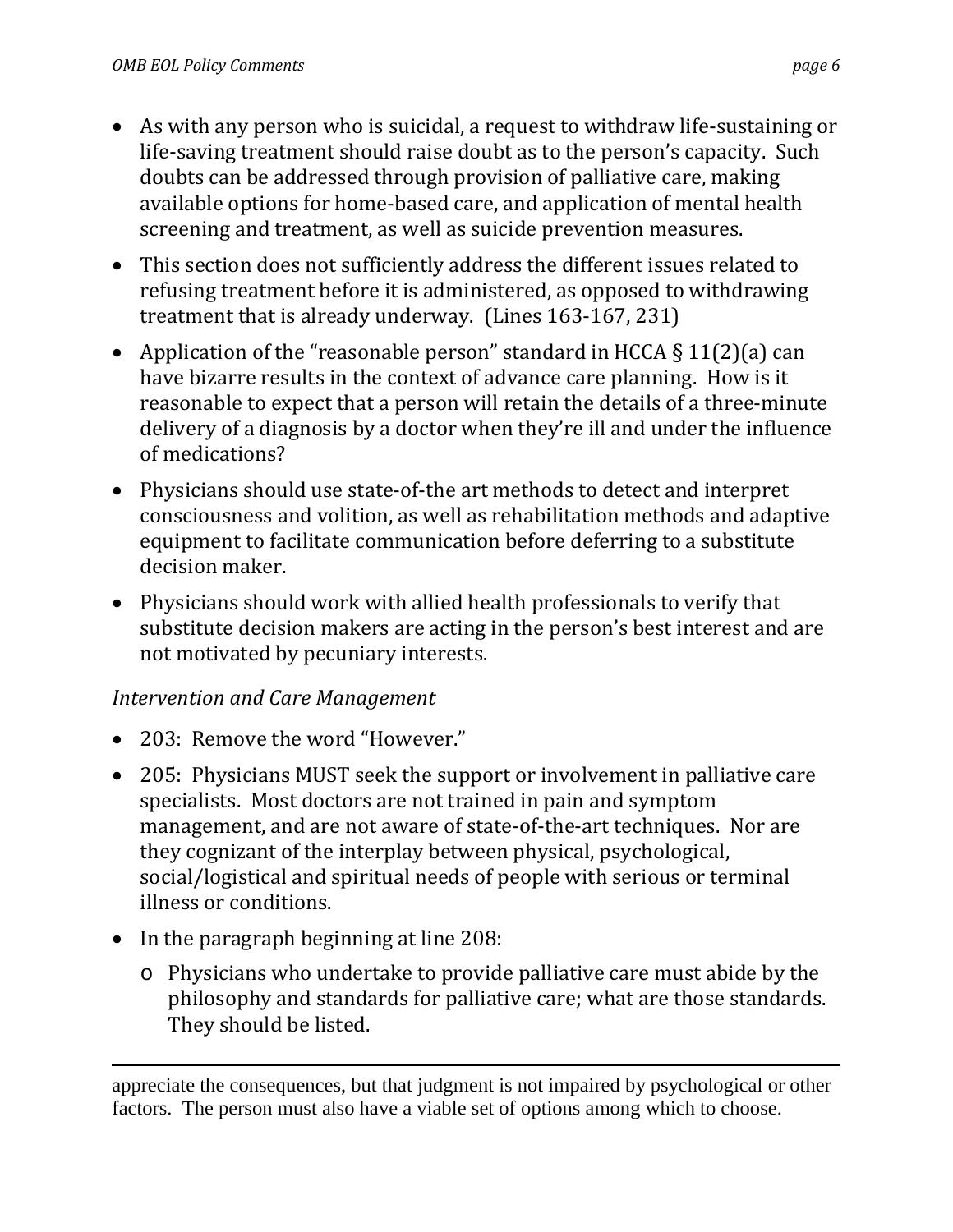- As with any person who is suicidal, a request to withdraw life-sustaining or life-saving treatment should raise doubt as to the person's capacity. Such doubts can be addressed through provision of palliative care, making available options for home-based care, and application of mental health screening and treatment, as well as suicide prevention measures.
- This section does not sufficiently address the different issues related to refusing treatment before it is administered, as opposed to withdrawing treatment that is already underway. (Lines 163-167, 231)
- Application of the "reasonable person" standard in HCCA § 11(2)(a) can have bizarre results in the context of advance care planning. How is it reasonable to expect that a person will retain the details of a three-minute delivery of a diagnosis by a doctor when they're ill and under the influence of medications?
- Physicians should use state-of-the art methods to detect and interpret consciousness and volition, as well as rehabilitation methods and adaptive equipment to facilitate communication before deferring to a substitute decision maker.
- Physicians should work with allied health professionals to verify that substitute decision makers are acting in the person's best interest and are not motivated by pecuniary interests.

*Intervention and Care Management*

- 203: Remove the word "However."
- 205: Physicians MUST seek the support or involvement in palliative care specialists. Most doctors are not trained in pain and symptom management, and are not aware of state-of-the-art techniques. Nor are they cognizant of the interplay between physical, psychological, social/logistical and spiritual needs of people with serious or terminal illness or conditions.
- In the paragraph beginning at line 208:
  - Physicians who undertake to provide palliative care must abide by the philosophy and standards for palliative care; what are those standards. They should be listed.

---

appreciate the consequences, but that judgment is not impaired by psychological or other factors. The person must also have a viable set of options among which to choose.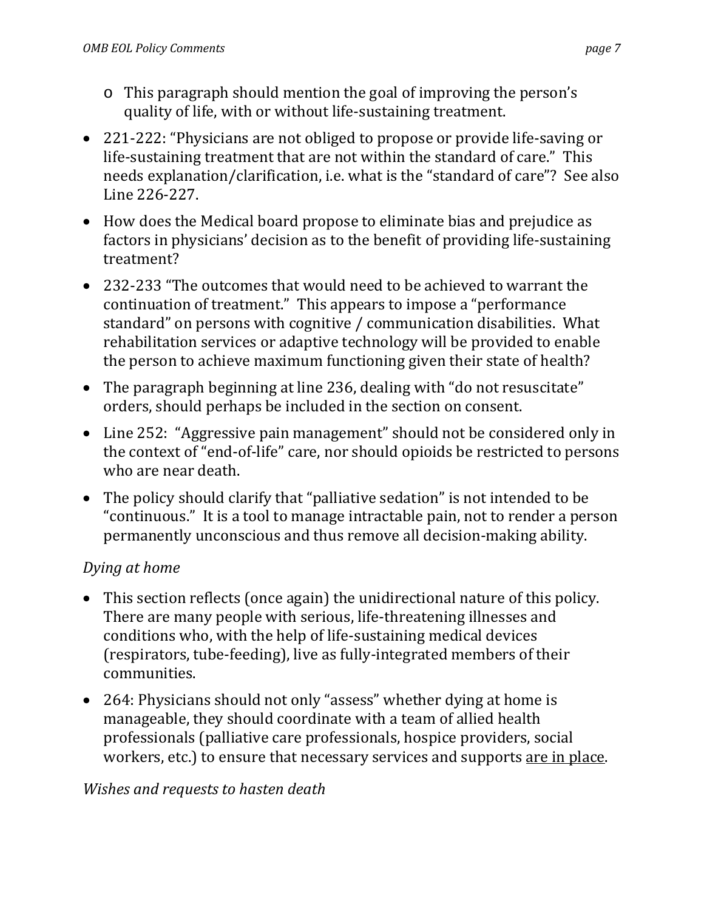- This paragraph should mention the goal of improving the person's quality of life, with or without life-sustaining treatment.

- 221-222: "Physicians are not obliged to propose or provide life-saving or life-sustaining treatment that are not within the standard of care." This needs explanation/clarification, i.e. what is the "standard of care"? See also Line 226-227.
- How does the Medical board propose to eliminate bias and prejudice as factors in physicians' decision as to the benefit of providing life-sustaining treatment?
- 232-233 "The outcomes that would need to be achieved to warrant the continuation of treatment." This appears to impose a "performance standard" on persons with cognitive / communication disabilities. What rehabilitation services or adaptive technology will be provided to enable the person to achieve maximum functioning given their state of health?
- The paragraph beginning at line 236, dealing with "do not resuscitate" orders, should perhaps be included in the section on consent.
- Line 252: "Aggressive pain management" should not be considered only in the context of "end-of-life" care, nor should opioids be restricted to persons who are near death.
- The policy should clarify that "palliative sedation" is not intended to be "continuous." It is a tool to manage intractable pain, not to render a person permanently unconscious and thus remove all decision-making ability.

*Dying at home*

- This section reflects (once again) the unidirectional nature of this policy. There are many people with serious, life-threatening illnesses and conditions who, with the help of life-sustaining medical devices (respirators, tube-feeding), live as fully-integrated members of their communities.
- 264: Physicians should not only "assess" whether dying at home is manageable, they should coordinate with a team of allied health professionals (palliative care professionals, hospice providers, social workers, etc.) to ensure that necessary services and supports <u>are in place</u>.

*Wishes and requests to hasten death*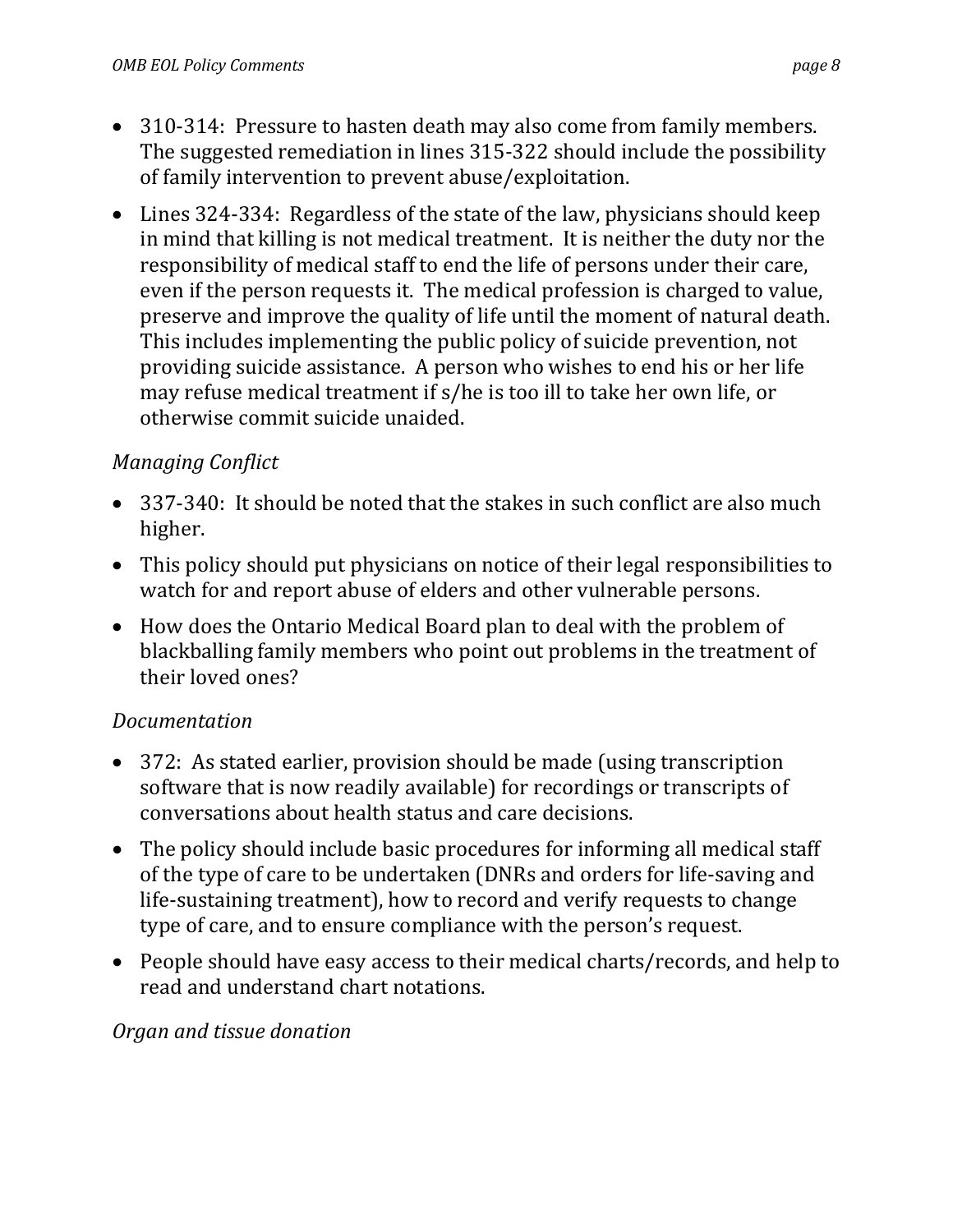- 310-314: Pressure to hasten death may also come from family members. The suggested remediation in lines 315-322 should include the possibility of family intervention to prevent abuse/exploitation.
- Lines 324-334: Regardless of the state of the law, physicians should keep in mind that killing is not medical treatment. It is neither the duty nor the responsibility of medical staff to end the life of persons under their care, even if the person requests it. The medical profession is charged to value, preserve and improve the quality of life until the moment of natural death. This includes implementing the public policy of suicide prevention, not providing suicide assistance. A person who wishes to end his or her life may refuse medical treatment if s/he is too ill to take her own life, or otherwise commit suicide unaided.

*Managing Conflict*

- 337-340: It should be noted that the stakes in such conflict are also much higher.
- This policy should put physicians on notice of their legal responsibilities to watch for and report abuse of elders and other vulnerable persons.
- How does the Ontario Medical Board plan to deal with the problem of blackballing family members who point out problems in the treatment of their loved ones?

*Documentation*

- 372: As stated earlier, provision should be made (using transcription software that is now readily available) for recordings or transcripts of conversations about health status and care decisions.
- The policy should include basic procedures for informing all medical staff of the type of care to be undertaken (DNRs and orders for life-saving and life-sustaining treatment), how to record and verify requests to change type of care, and to ensure compliance with the person's request.
- People should have easy access to their medical charts/records, and help to read and understand chart notations.

*Organ and tissue donation*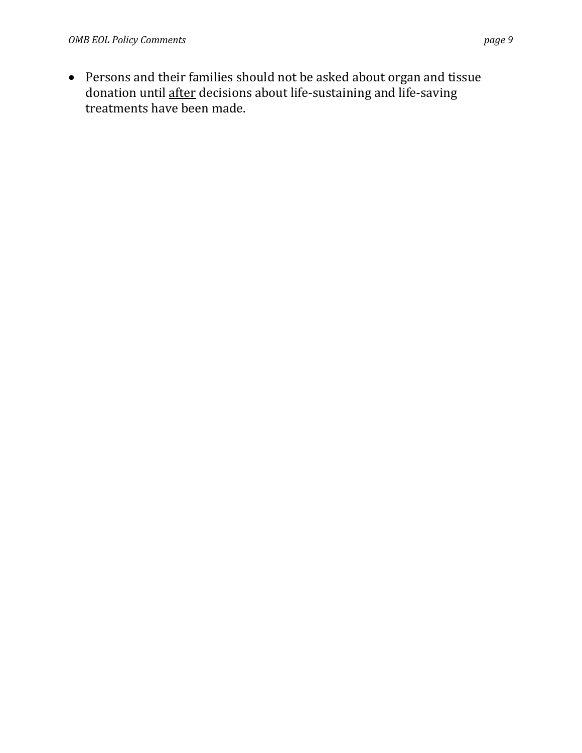- Persons and their families should not be asked about organ and tissue donation until <u>after</u> decisions about life-sustaining and life-saving treatments have been made.